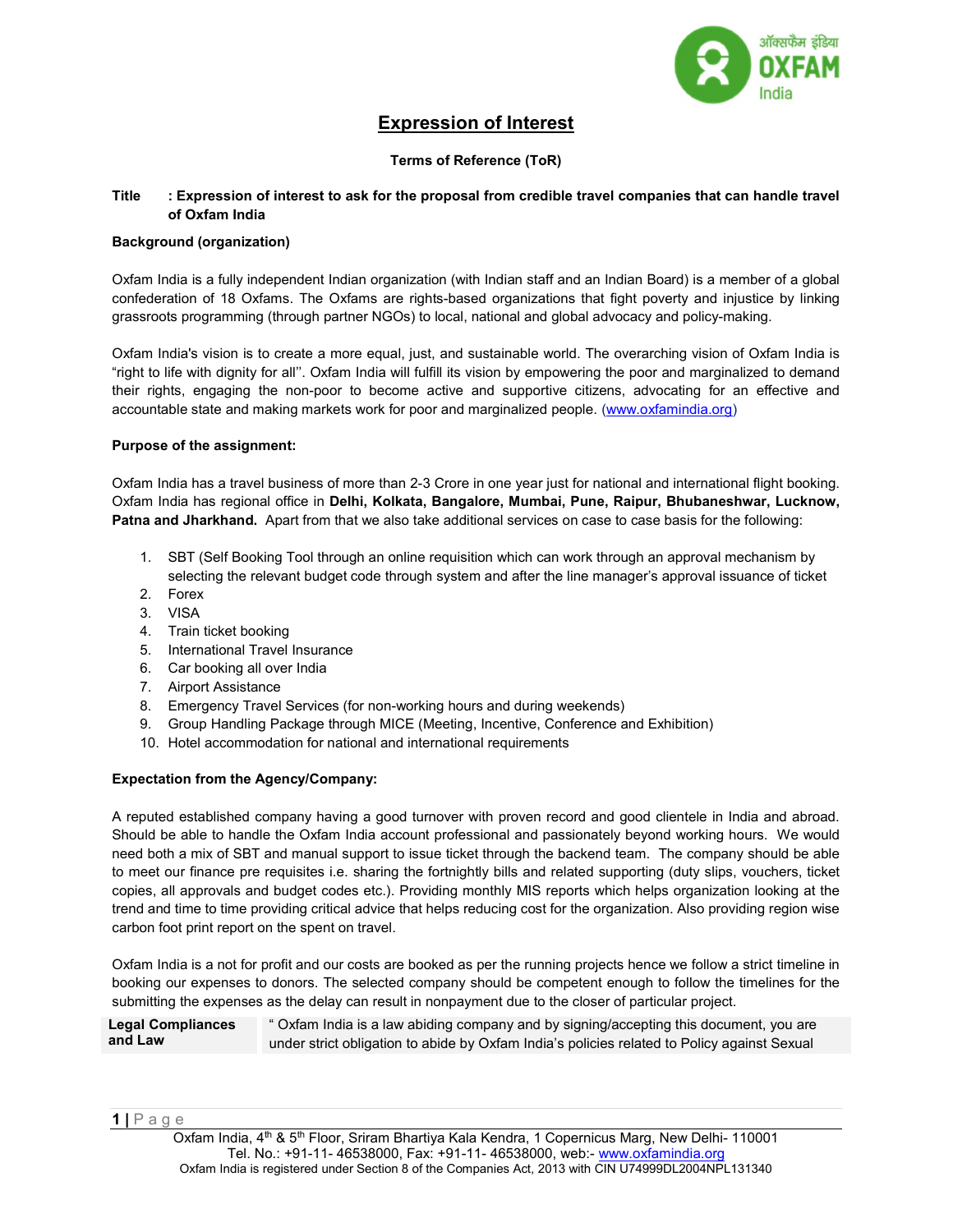# Expression of Interest

**Terms of Reference (ToR)**

**Title : Expression of interest to ask for the proposal from credible travel companies that can handle travel of Oxfam India**

**Background (organization)**

Oxfam India is a fully independent Indian organization (with Indian staff and an Indian Board) is a member of a global confederation of 18 Oxfams. The Oxfams are rights-based organizations that fight poverty and injustice by linking grassroots programming (through partner NGOs) to local, national and global advocacy and policy-making.

Oxfam India's vision is to create a more equal, just, and sustainable world. The overarching vision of Oxfam India is "right to life with dignity for all''. Oxfam India will fulfill its vision by empowering the poor and marginalized to demand their rights, engaging the non-poor to become active and supportive citizens, advocating for an effective and accountable state and making markets work for poor and marginalized people. (www.oxfamindia.org)

**Purpose of the assignment:**

Oxfam India has a travel business of more than 2-3 Crore in one year just for national and international flight booking. Oxfam India has regional office in **Delhi, Kolkata, Bangalore, Mumbai, Pune, Raipur, Bhubaneshwar, Lucknow, Patna and Jharkhand.** Apart from that we also take additional services on case to case basis for the following:

1. SBT (Self Booking Tool through an online requisition which can work through an approval mechanism by selecting the relevant budget code through system and after the line manager's approval issuance of ticket
2. Forex
3. VISA
4. Train ticket booking
5. International Travel Insurance
6. Car booking all over India
7. Airport Assistance
8. Emergency Travel Services (for non-working hours and during weekends)
9. Group Handling Package through MICE (Meeting, Incentive, Conference and Exhibition)
10. Hotel accommodation for national and international requirements

**Expectation from the Agency/Company:**

A reputed established company having a good turnover with proven record and good clientele in India and abroad. Should be able to handle the Oxfam India account professional and passionately beyond working hours. We would need both a mix of SBT and manual support to issue ticket through the backend team. The company should be able to meet our finance pre requisites i.e. sharing the fortnightly bills and related supporting (duty slips, vouchers, ticket copies, all approvals and budget codes etc.). Providing monthly MIS reports which helps organization looking at the trend and time to time providing critical advice that helps reducing cost for the organization. Also providing region wise carbon foot print report on the spent on travel.

Oxfam India is a not for profit and our costs are booked as per the running projects hence we follow a strict timeline in booking our expenses to donors. The selected company should be competent enough to follow the timelines for the submitting the expenses as the delay can result in nonpayment due to the closer of particular project.

| **Legal Compliances and Law** | " Oxfam India is a law abiding company and by signing/accepting this document, you are under strict obligation to abide by Oxfam India's policies related to Policy against Sexual |
|---|---|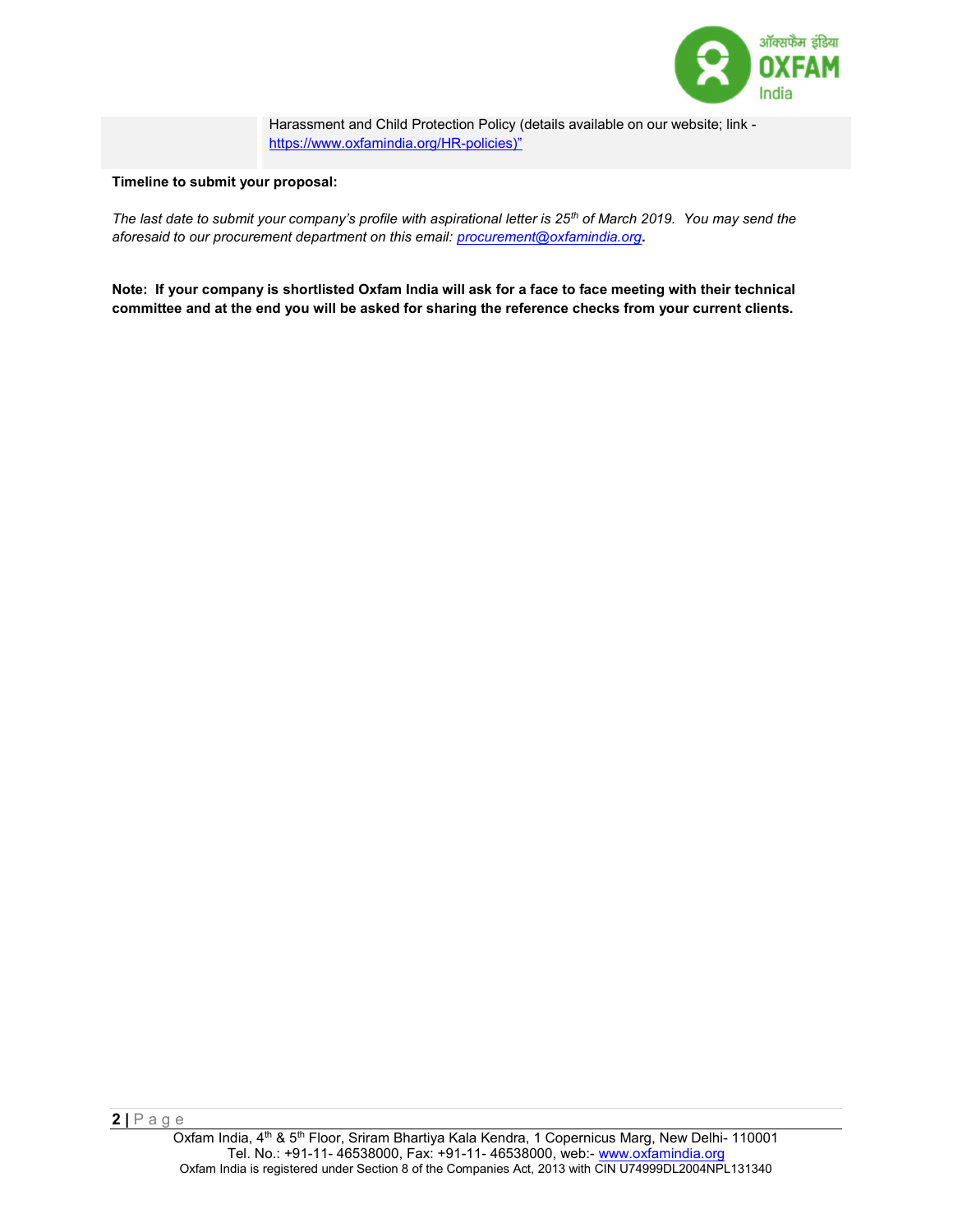| | |
|---|---|
| | Harassment and Child Protection Policy (details available on our website; link - https://www.oxfamindia.org/HR-policies)" |

**Timeline to submit your proposal:**

*The last date to submit your company's profile with aspirational letter is 25th of March 2019. You may send the aforesaid to our procurement department on this email: procurement@oxfamindia.org.*

**Note: If your company is shortlisted Oxfam India will ask for a face to face meeting with their technical committee and at the end you will be asked for sharing the reference checks from your current clients.**